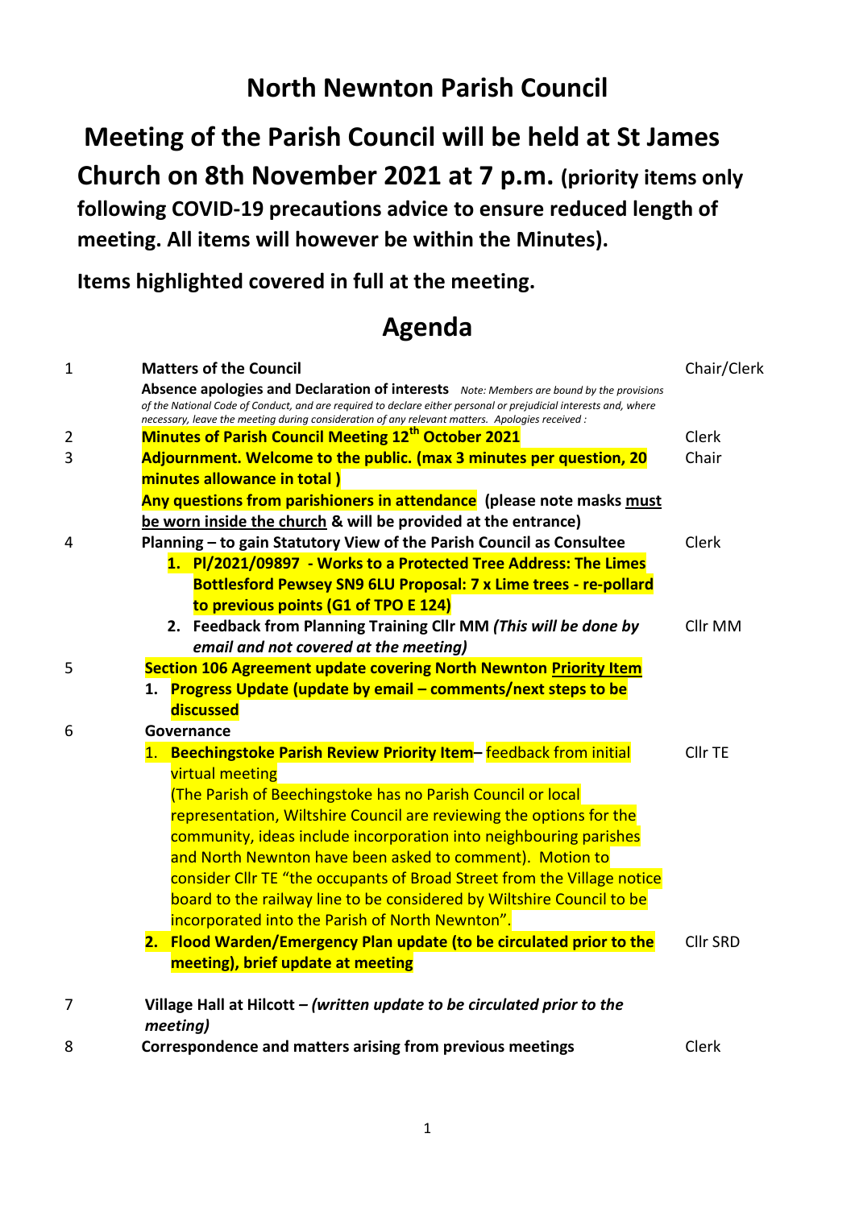# North Newnton Parish Council

## Meeting of the Parish Council will be held at St James Church on 8th November 2021 at 7 p.m. (priority items only following COVID-19 precautions advice to ensure reduced length of meeting. All items will however be within the Minutes).

**Items highlighted covered in full at the meeting.**

# Agenda

| | | |
|---|---|---|
| 1 | **Matters of the Council**<br>**Absence apologies and Declaration of interests** *Note: Members are bound by the provisions of the National Code of Conduct, and are required to declare either personal or prejudicial interests and, where necessary, leave the meeting during consideration of any relevant matters. Apologies received :* | Chair/Clerk |
| 2 | **Minutes of Parish Council Meeting 12th October 2021** | Clerk |
| 3 | **Adjournment. Welcome to the public. (max 3 minutes per question, 20 minutes allowance in total )**<br>**Any questions from parishioners in attendance (please note masks must be worn inside the church & will be provided at the entrance)** | Chair |
| 4 | **Planning – to gain Statutory View of the Parish Council as Consultee**<br>1. **Pl/2021/09897 - Works to a Protected Tree Address: The Limes Bottlesford Pewsey SN9 6LU Proposal: 7 x Lime trees - re-pollard to previous points (G1 of TPO E 124)**<br>2. **Feedback from Planning Training Cllr MM *(This will be done by email and not covered at the meeting)*** | Clerk<br><br><br><br>Cllr MM |
| 5 | **Section 106 Agreement update covering North Newnton Priority Item**<br>1. **Progress Update (update by email – comments/next steps to be discussed** | |
| 6 | **Governance**<br>1. **Beechingstoke Parish Review Priority Item**– feedback from initial virtual meeting<br>(The Parish of Beechingstoke has no Parish Council or local representation, Wiltshire Council are reviewing the options for the community, ideas include incorporation into neighbouring parishes and North Newnton have been asked to comment). Motion to consider Cllr TE "the occupants of Broad Street from the Village notice board to the railway line to be considered by Wiltshire Council to be incorporated into the Parish of North Newnton".<br>2. **Flood Warden/Emergency Plan update (to be circulated prior to the meeting), brief update at meeting** | Cllr TE<br><br><br><br><br><br><br><br>Cllr SRD |
| 7 | **Village Hall at Hilcott – *(written update to be circulated prior to the meeting)*** | |
| 8 | **Correspondence and matters arising from previous meetings** | Clerk |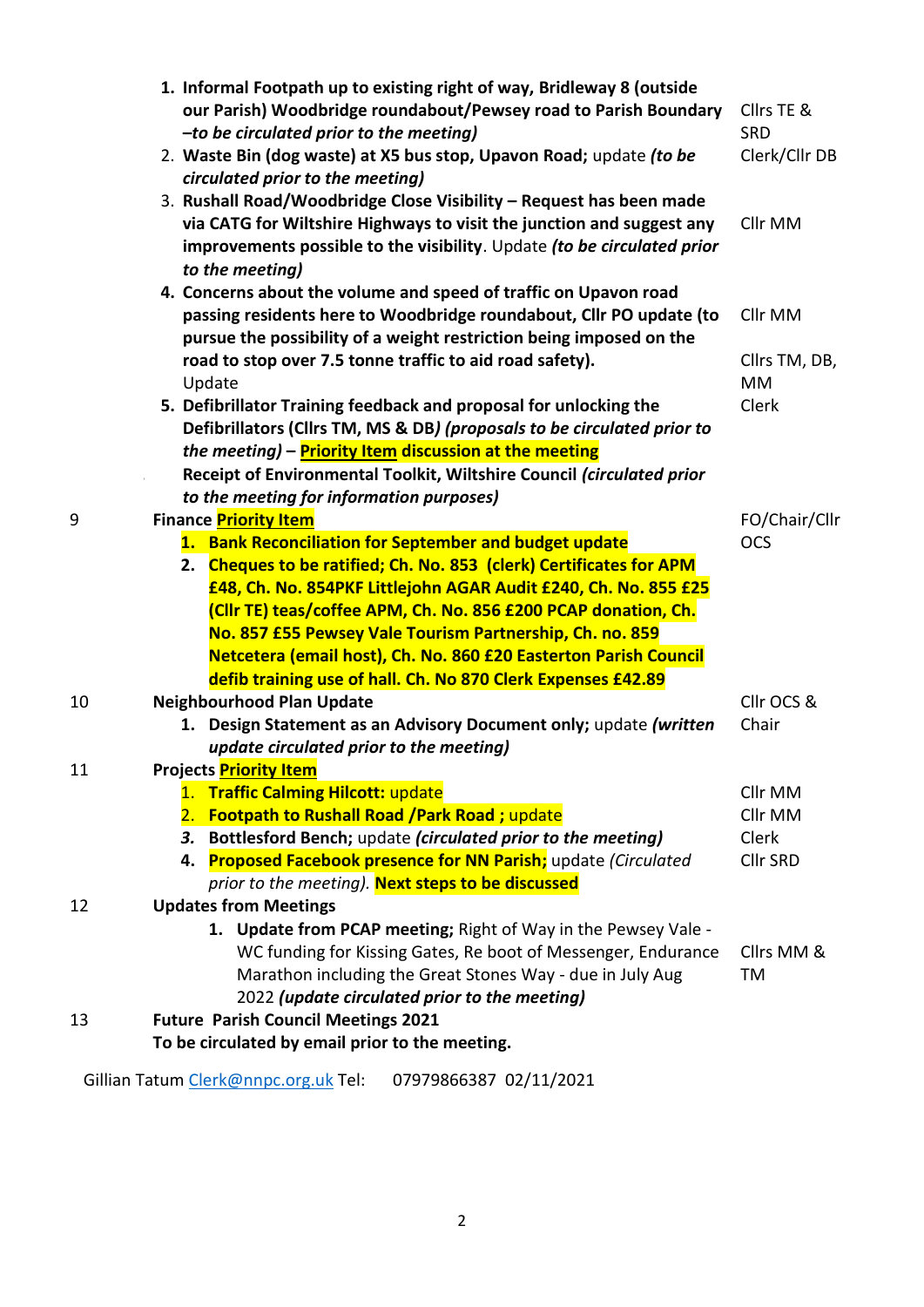1. **Informal Footpath up to existing right of way, Bridleway 8 (outside our Parish) Woodbridge roundabout/Pewsey road to Parish Boundary** ***–to be circulated prior to the meeting)*** — Cllrs TE & SRD
2. **Waste Bin (dog waste) at X5 bus stop, Upavon Road;** update ***(to be circulated prior to the meeting)*** — Clerk/Cllr DB
3. **Rushall Road/Woodbridge Close Visibility – Request has been made via CATG for Wiltshire Highways to visit the junction and suggest any improvements possible to the visibility**. Update ***(to be circulated prior to the meeting)*** — Cllr MM
4. **Concerns about the volume and speed of traffic on Upavon road passing residents here to Woodbridge roundabout, Cllr PO update (to pursue the possibility of a weight restriction being imposed on the road to stop over 7.5 tonne traffic to aid road safety).** Update — Cllr MM
5. **Defibrillator Training feedback and proposal for unlocking the Defibrillators (Cllrs TM, MS & DB*) (proposals to be circulated prior to the meeting)* – Priority Item discussion at the meeting** — Cllrs TM, DB, MM

   **Receipt of Environmental Toolkit, Wiltshire Council *(circulated prior to the meeting for information purposes)*** — Clerk

**9 Finance Priority Item** — FO/Chair/Cllr OCS

1. **Bank Reconciliation for September and budget update**
2. **Cheques to be ratified; Ch. No. 853 (clerk) Certificates for APM £48, Ch. No. 854PKF Littlejohn AGAR Audit £240, Ch. No. 855 £25 (Cllr TE) teas/coffee APM, Ch. No. 856 £200 PCAP donation, Ch. No. 857 £55 Pewsey Vale Tourism Partnership, Ch. no. 859 Netcetera (email host), Ch. No. 860 £20 Easterton Parish Council defib training use of hall. Ch. No 870 Clerk Expenses £42.89**

**10 Neighbourhood Plan Update** — Cllr OCS & Chair

1. **Design Statement as an Advisory Document only;** update ***(written update circulated prior to the meeting)***

**11 Projects Priority Item**

1. **Traffic Calming Hilcott:** update — Cllr MM
2. **Footpath to Rushall Road /Park Road ;** update — Cllr MM
3. **Bottlesford Bench;** update ***(circulated prior to the meeting)*** — Clerk
4. **Proposed Facebook presence for NN Parish;** update *(Circulated prior to the meeting).* **Next steps to be discussed** — Cllr SRD

**12 Updates from Meetings**

1. **Update from PCAP meeting;** Right of Way in the Pewsey Vale - WC funding for Kissing Gates, Re boot of Messenger, Endurance Marathon including the Great Stones Way - due in July Aug 2022 ***(update circulated prior to the meeting)*** — Cllrs MM & TM

**13 Future Parish Council Meetings 2021**
**To be circulated by email prior to the meeting.**

Gillian Tatum Clerk@nnpc.org.uk Tel: 07979866387 02/11/2021